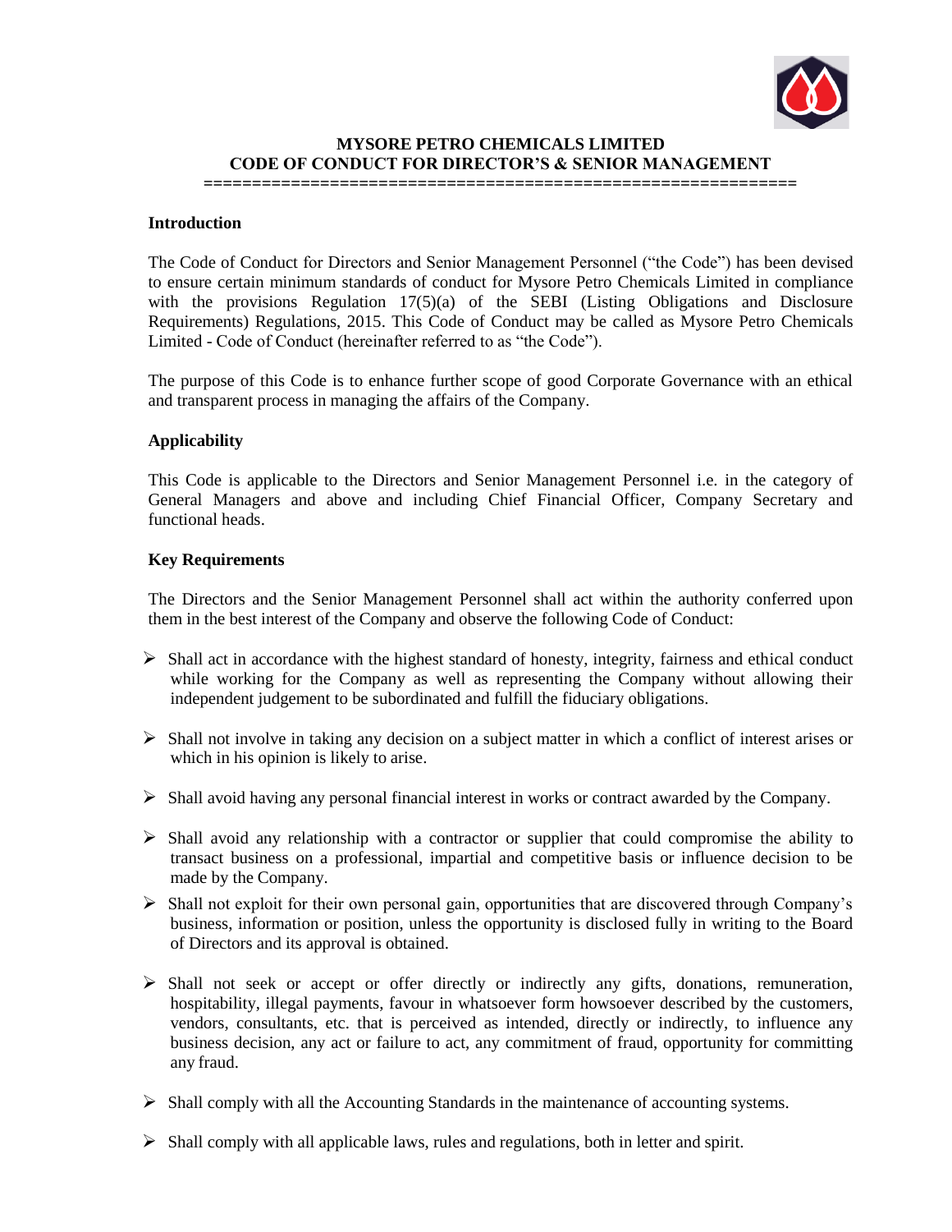# MYSORE PETRO CHEMICALS LIMITED
## CODE OF CONDUCT FOR DIRECTOR'S & SENIOR MANAGEMENT

### Introduction

The Code of Conduct for Directors and Senior Management Personnel ("the Code") has been devised to ensure certain minimum standards of conduct for Mysore Petro Chemicals Limited in compliance with the provisions Regulation 17(5)(a) of the SEBI (Listing Obligations and Disclosure Requirements) Regulations, 2015. This Code of Conduct may be called as Mysore Petro Chemicals Limited - Code of Conduct (hereinafter referred to as "the Code").

The purpose of this Code is to enhance further scope of good Corporate Governance with an ethical and transparent process in managing the affairs of the Company.

### Applicability

This Code is applicable to the Directors and Senior Management Personnel i.e. in the category of General Managers and above and including Chief Financial Officer, Company Secretary and functional heads.

### Key Requirements

The Directors and the Senior Management Personnel shall act within the authority conferred upon them in the best interest of the Company and observe the following Code of Conduct:

- Shall act in accordance with the highest standard of honesty, integrity, fairness and ethical conduct while working for the Company as well as representing the Company without allowing their independent judgement to be subordinated and fulfill the fiduciary obligations.
- Shall not involve in taking any decision on a subject matter in which a conflict of interest arises or which in his opinion is likely to arise.
- Shall avoid having any personal financial interest in works or contract awarded by the Company.
- Shall avoid any relationship with a contractor or supplier that could compromise the ability to transact business on a professional, impartial and competitive basis or influence decision to be made by the Company.
- Shall not exploit for their own personal gain, opportunities that are discovered through Company's business, information or position, unless the opportunity is disclosed fully in writing to the Board of Directors and its approval is obtained.
- Shall not seek or accept or offer directly or indirectly any gifts, donations, remuneration, hospitability, illegal payments, favour in whatsoever form howsoever described by the customers, vendors, consultants, etc. that is perceived as intended, directly or indirectly, to influence any business decision, any act or failure to act, any commitment of fraud, opportunity for committing any fraud.
- Shall comply with all the Accounting Standards in the maintenance of accounting systems.
- Shall comply with all applicable laws, rules and regulations, both in letter and spirit.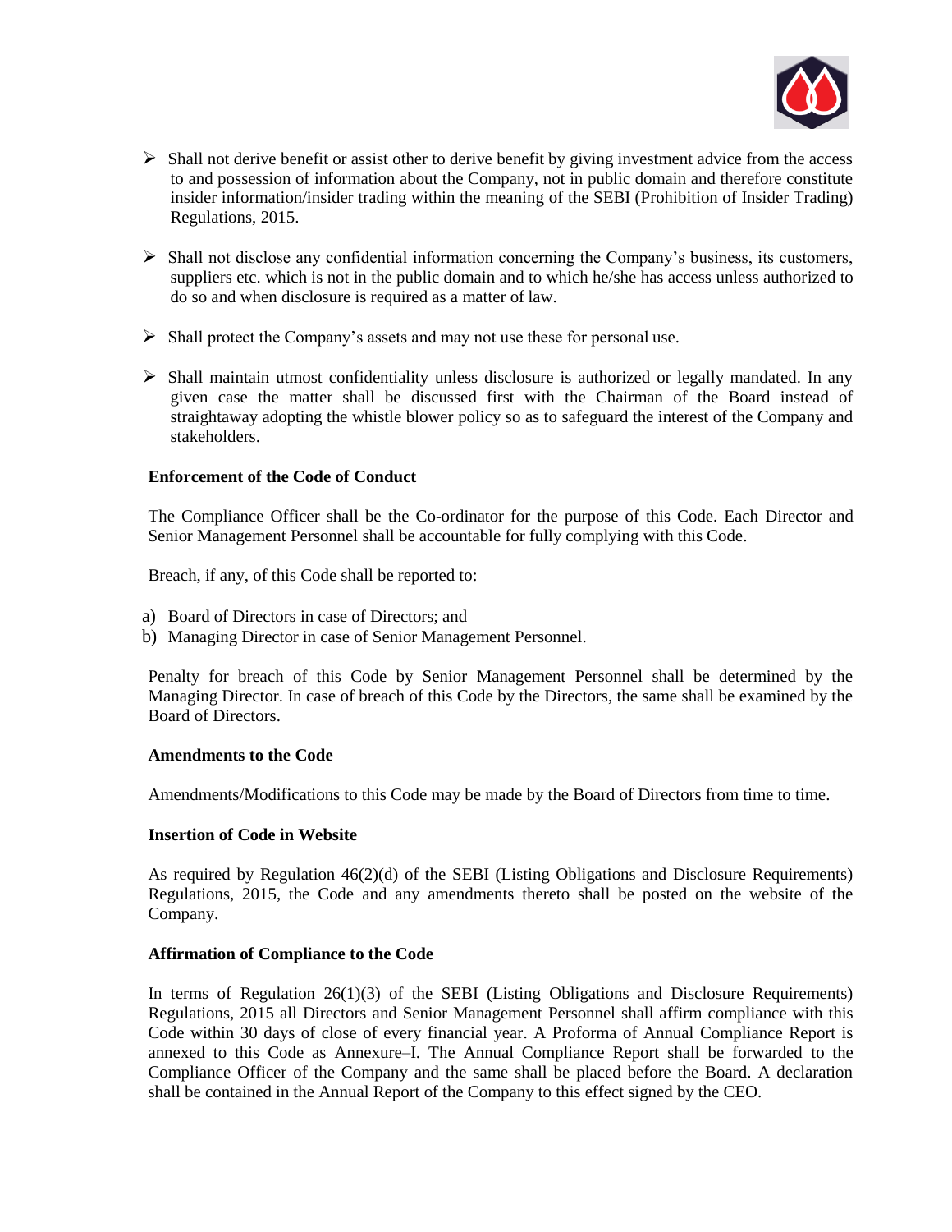- Shall not derive benefit or assist other to derive benefit by giving investment advice from the access to and possession of information about the Company, not in public domain and therefore constitute insider information/insider trading within the meaning of the SEBI (Prohibition of Insider Trading) Regulations, 2015.

- Shall not disclose any confidential information concerning the Company's business, its customers, suppliers etc. which is not in the public domain and to which he/she has access unless authorized to do so and when disclosure is required as a matter of law.

- Shall protect the Company's assets and may not use these for personal use.

- Shall maintain utmost confidentiality unless disclosure is authorized or legally mandated. In any given case the matter shall be discussed first with the Chairman of the Board instead of straightaway adopting the whistle blower policy so as to safeguard the interest of the Company and stakeholders.

**Enforcement of the Code of Conduct**

The Compliance Officer shall be the Co-ordinator for the purpose of this Code. Each Director and Senior Management Personnel shall be accountable for fully complying with this Code.

Breach, if any, of this Code shall be reported to:

a) Board of Directors in case of Directors; and
b) Managing Director in case of Senior Management Personnel.

Penalty for breach of this Code by Senior Management Personnel shall be determined by the Managing Director. In case of breach of this Code by the Directors, the same shall be examined by the Board of Directors.

**Amendments to the Code**

Amendments/Modifications to this Code may be made by the Board of Directors from time to time.

**Insertion of Code in Website**

As required by Regulation 46(2)(d) of the SEBI (Listing Obligations and Disclosure Requirements) Regulations, 2015, the Code and any amendments thereto shall be posted on the website of the Company.

**Affirmation of Compliance to the Code**

In terms of Regulation 26(1)(3) of the SEBI (Listing Obligations and Disclosure Requirements) Regulations, 2015 all Directors and Senior Management Personnel shall affirm compliance with this Code within 30 days of close of every financial year. A Proforma of Annual Compliance Report is annexed to this Code as Annexure–I. The Annual Compliance Report shall be forwarded to the Compliance Officer of the Company and the same shall be placed before the Board. A declaration shall be contained in the Annual Report of the Company to this effect signed by the CEO.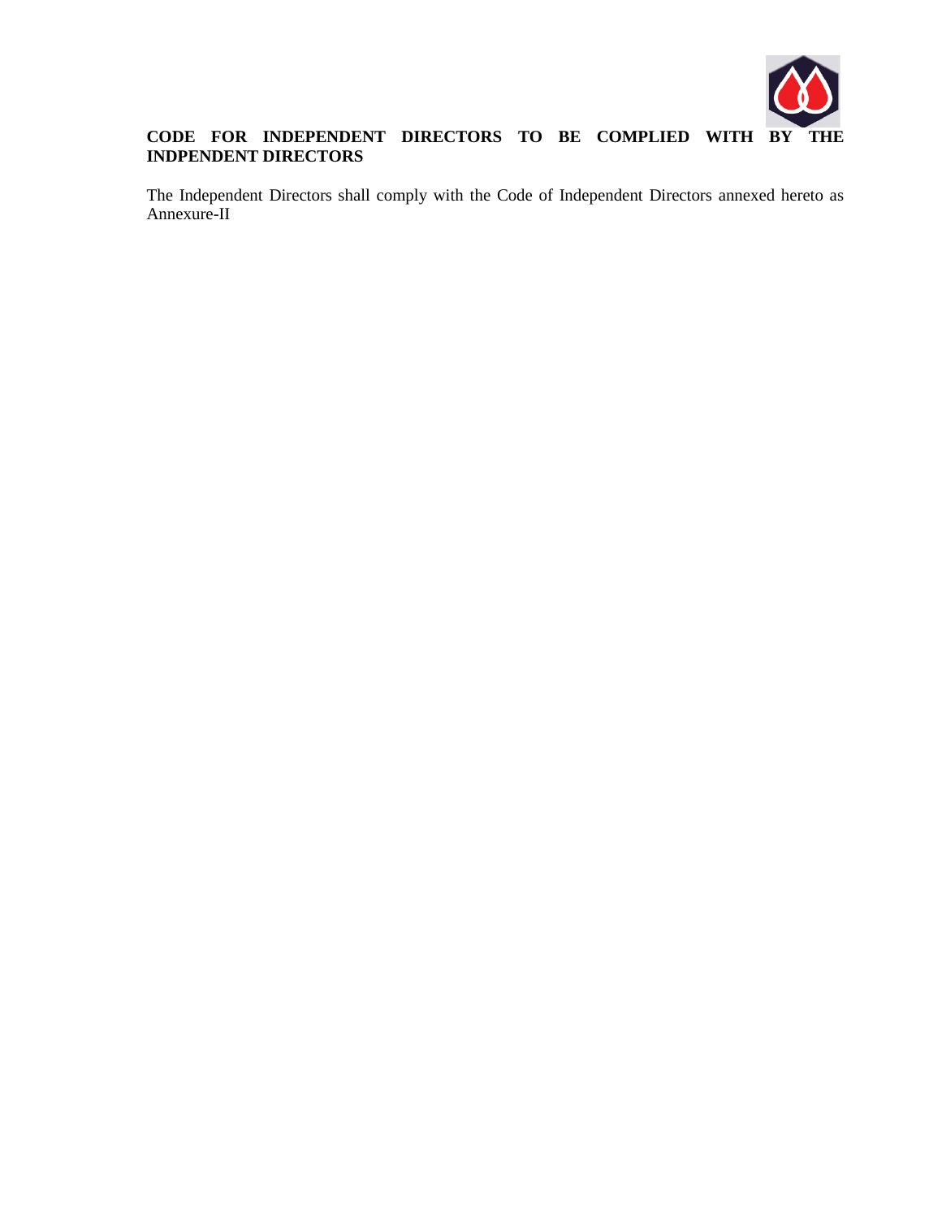**CODE FOR INDEPENDENT DIRECTORS TO BE COMPLIED WITH BY THE INDPENDENT DIRECTORS**

The Independent Directors shall comply with the Code of Independent Directors annexed hereto as Annexure-II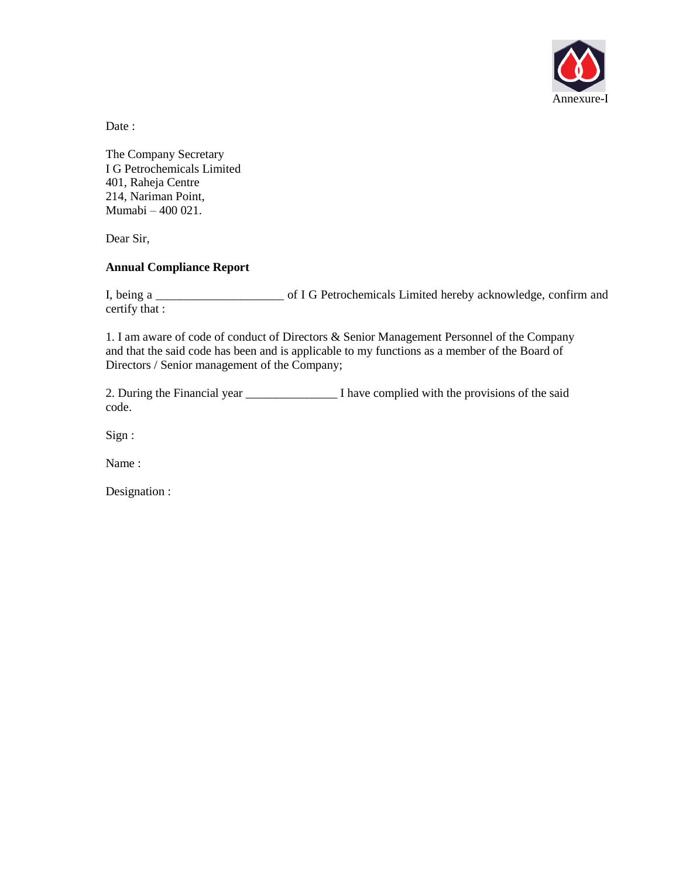Annexure-I

Date :

The Company Secretary
I G Petrochemicals Limited
401, Raheja Centre
214, Nariman Point,
Mumabi – 400 021.

Dear Sir,

**Annual Compliance Report**

I, being a ____________________ of I G Petrochemicals Limited hereby acknowledge, confirm and certify that :

1. I am aware of code of conduct of Directors & Senior Management Personnel of the Company and that the said code has been and is applicable to my functions as a member of the Board of Directors / Senior management of the Company;

2. During the Financial year ______________ I have complied with the provisions of the said code.

Sign :

Name :

Designation :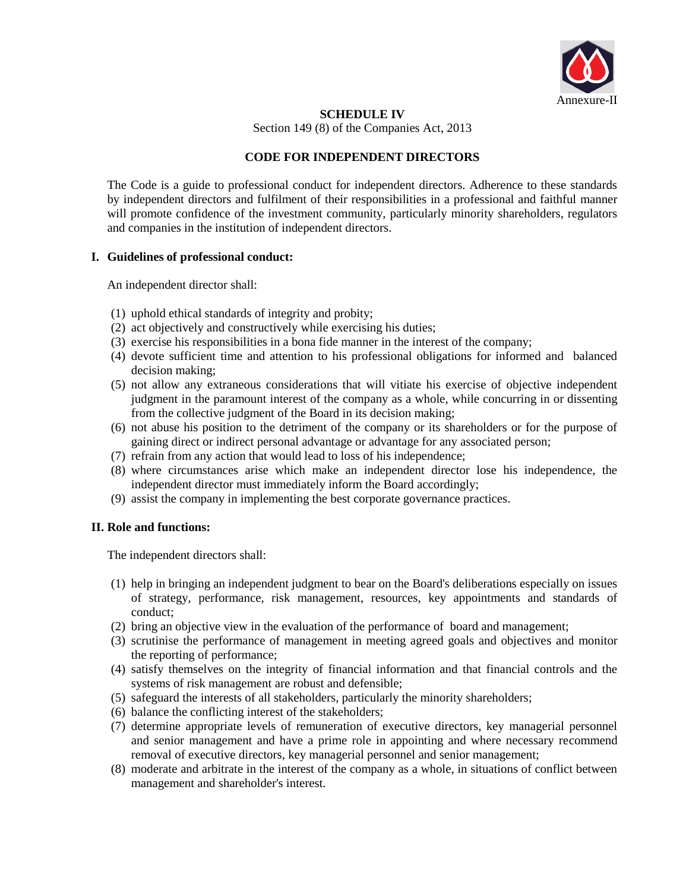Annexure-II

## SCHEDULE IV

Section 149 (8) of the Companies Act, 2013

## CODE FOR INDEPENDENT DIRECTORS

The Code is a guide to professional conduct for independent directors. Adherence to these standards by independent directors and fulfilment of their responsibilities in a professional and faithful manner will promote confidence of the investment community, particularly minority shareholders, regulators and companies in the institution of independent directors.

### I. Guidelines of professional conduct:

An independent director shall:

(1) uphold ethical standards of integrity and probity;
(2) act objectively and constructively while exercising his duties;
(3) exercise his responsibilities in a bona fide manner in the interest of the company;
(4) devote sufficient time and attention to his professional obligations for informed and balanced decision making;
(5) not allow any extraneous considerations that will vitiate his exercise of objective independent judgment in the paramount interest of the company as a whole, while concurring in or dissenting from the collective judgment of the Board in its decision making;
(6) not abuse his position to the detriment of the company or its shareholders or for the purpose of gaining direct or indirect personal advantage or advantage for any associated person;
(7) refrain from any action that would lead to loss of his independence;
(8) where circumstances arise which make an independent director lose his independence, the independent director must immediately inform the Board accordingly;
(9) assist the company in implementing the best corporate governance practices.

### II. Role and functions:

The independent directors shall:

(1) help in bringing an independent judgment to bear on the Board's deliberations especially on issues of strategy, performance, risk management, resources, key appointments and standards of conduct;
(2) bring an objective view in the evaluation of the performance of board and management;
(3) scrutinise the performance of management in meeting agreed goals and objectives and monitor the reporting of performance;
(4) satisfy themselves on the integrity of financial information and that financial controls and the systems of risk management are robust and defensible;
(5) safeguard the interests of all stakeholders, particularly the minority shareholders;
(6) balance the conflicting interest of the stakeholders;
(7) determine appropriate levels of remuneration of executive directors, key managerial personnel and senior management and have a prime role in appointing and where necessary recommend removal of executive directors, key managerial personnel and senior management;
(8) moderate and arbitrate in the interest of the company as a whole, in situations of conflict between management and shareholder's interest.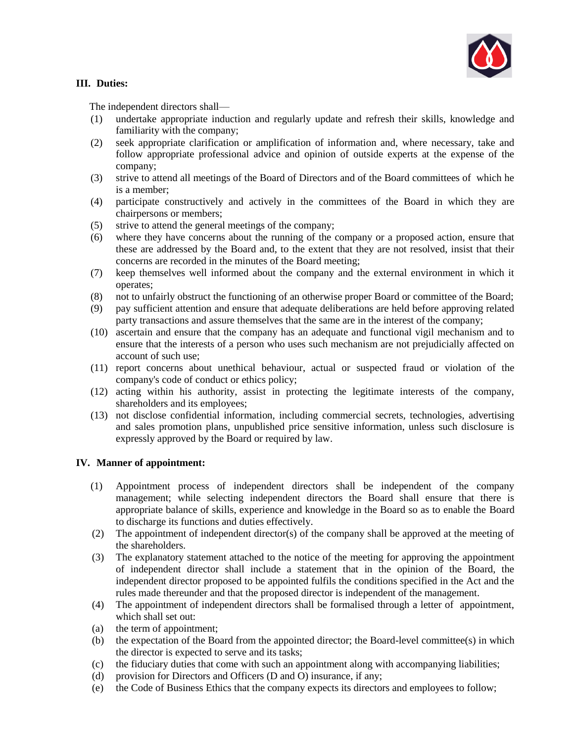## III. Duties:

The independent directors shall—

(1) undertake appropriate induction and regularly update and refresh their skills, knowledge and familiarity with the company;

(2) seek appropriate clarification or amplification of information and, where necessary, take and follow appropriate professional advice and opinion of outside experts at the expense of the company;

(3) strive to attend all meetings of the Board of Directors and of the Board committees of which he is a member;

(4) participate constructively and actively in the committees of the Board in which they are chairpersons or members;

(5) strive to attend the general meetings of the company;

(6) where they have concerns about the running of the company or a proposed action, ensure that these are addressed by the Board and, to the extent that they are not resolved, insist that their concerns are recorded in the minutes of the Board meeting;

(7) keep themselves well informed about the company and the external environment in which it operates;

(8) not to unfairly obstruct the functioning of an otherwise proper Board or committee of the Board;

(9) pay sufficient attention and ensure that adequate deliberations are held before approving related party transactions and assure themselves that the same are in the interest of the company;

(10) ascertain and ensure that the company has an adequate and functional vigil mechanism and to ensure that the interests of a person who uses such mechanism are not prejudicially affected on account of such use;

(11) report concerns about unethical behaviour, actual or suspected fraud or violation of the company's code of conduct or ethics policy;

(12) acting within his authority, assist in protecting the legitimate interests of the company, shareholders and its employees;

(13) not disclose confidential information, including commercial secrets, technologies, advertising and sales promotion plans, unpublished price sensitive information, unless such disclosure is expressly approved by the Board or required by law.

## IV. Manner of appointment:

(1) Appointment process of independent directors shall be independent of the company management; while selecting independent directors the Board shall ensure that there is appropriate balance of skills, experience and knowledge in the Board so as to enable the Board to discharge its functions and duties effectively.

(2) The appointment of independent director(s) of the company shall be approved at the meeting of the shareholders.

(3) The explanatory statement attached to the notice of the meeting for approving the appointment of independent director shall include a statement that in the opinion of the Board, the independent director proposed to be appointed fulfils the conditions specified in the Act and the rules made thereunder and that the proposed director is independent of the management.

(4) The appointment of independent directors shall be formalised through a letter of appointment, which shall set out:

(a) the term of appointment;

(b) the expectation of the Board from the appointed director; the Board-level committee(s) in which the director is expected to serve and its tasks;

(c) the fiduciary duties that come with such an appointment along with accompanying liabilities;

(d) provision for Directors and Officers (D and O) insurance, if any;

(e) the Code of Business Ethics that the company expects its directors and employees to follow;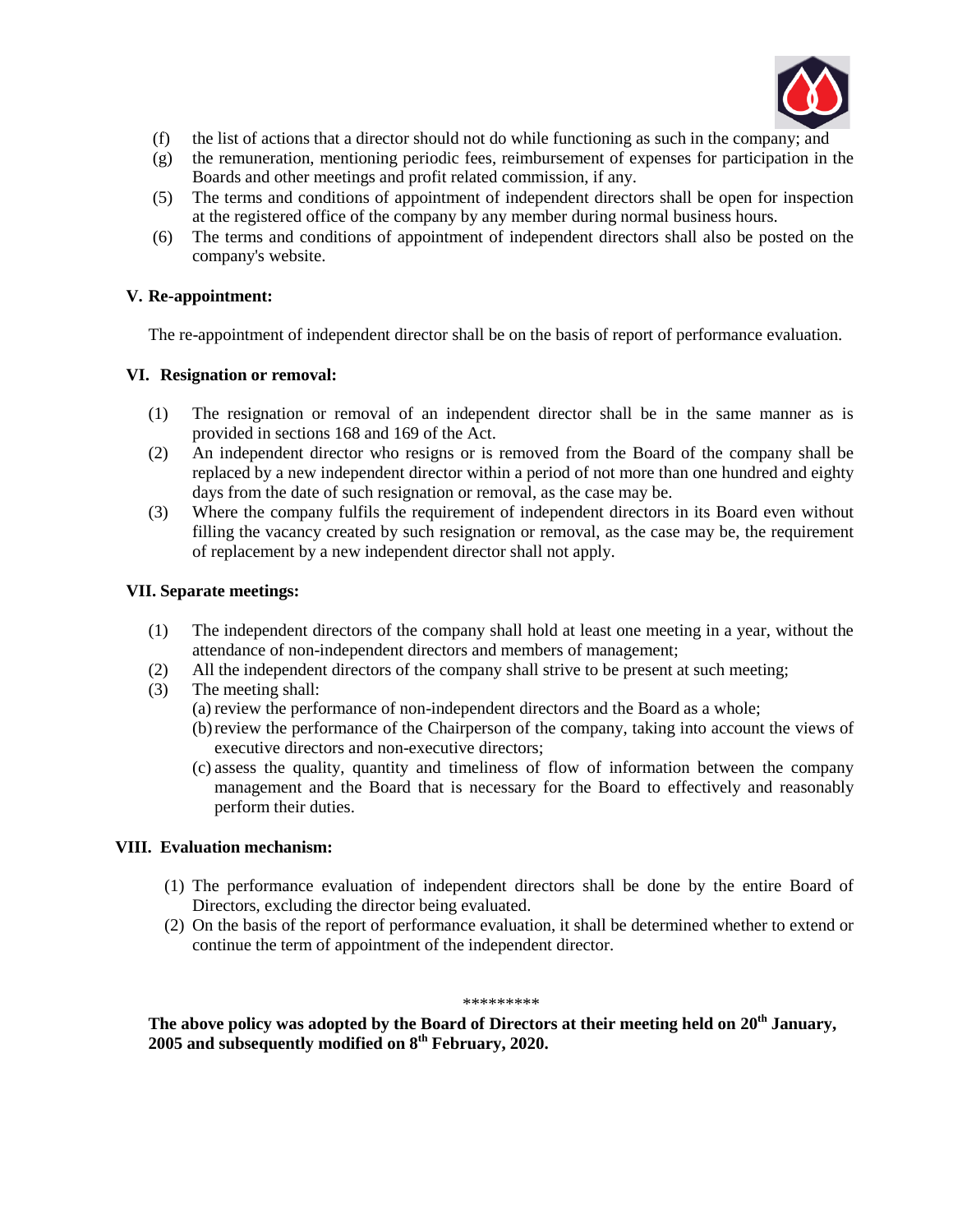(f) the list of actions that a director should not do while functioning as such in the company; and

(g) the remuneration, mentioning periodic fees, reimbursement of expenses for participation in the Boards and other meetings and profit related commission, if any.

(5) The terms and conditions of appointment of independent directors shall be open for inspection at the registered office of the company by any member during normal business hours.

(6) The terms and conditions of appointment of independent directors shall also be posted on the company's website.

### V. Re-appointment:

The re-appointment of independent director shall be on the basis of report of performance evaluation.

### VI. Resignation or removal:

(1) The resignation or removal of an independent director shall be in the same manner as is provided in sections 168 and 169 of the Act.

(2) An independent director who resigns or is removed from the Board of the company shall be replaced by a new independent director within a period of not more than one hundred and eighty days from the date of such resignation or removal, as the case may be.

(3) Where the company fulfils the requirement of independent directors in its Board even without filling the vacancy created by such resignation or removal, as the case may be, the requirement of replacement by a new independent director shall not apply.

### VII. Separate meetings:

(1) The independent directors of the company shall hold at least one meeting in a year, without the attendance of non-independent directors and members of management;

(2) All the independent directors of the company shall strive to be present at such meeting;

(3) The meeting shall:

(a) review the performance of non-independent directors and the Board as a whole;

(b) review the performance of the Chairperson of the company, taking into account the views of executive directors and non-executive directors;

(c) assess the quality, quantity and timeliness of flow of information between the company management and the Board that is necessary for the Board to effectively and reasonably perform their duties.

### VIII. Evaluation mechanism:

(1) The performance evaluation of independent directors shall be done by the entire Board of Directors, excluding the director being evaluated.

(2) On the basis of the report of performance evaluation, it shall be determined whether to extend or continue the term of appointment of the independent director.

*********

**The above policy was adopted by the Board of Directors at their meeting held on 20th January, 2005 and subsequently modified on 8th February, 2020.**